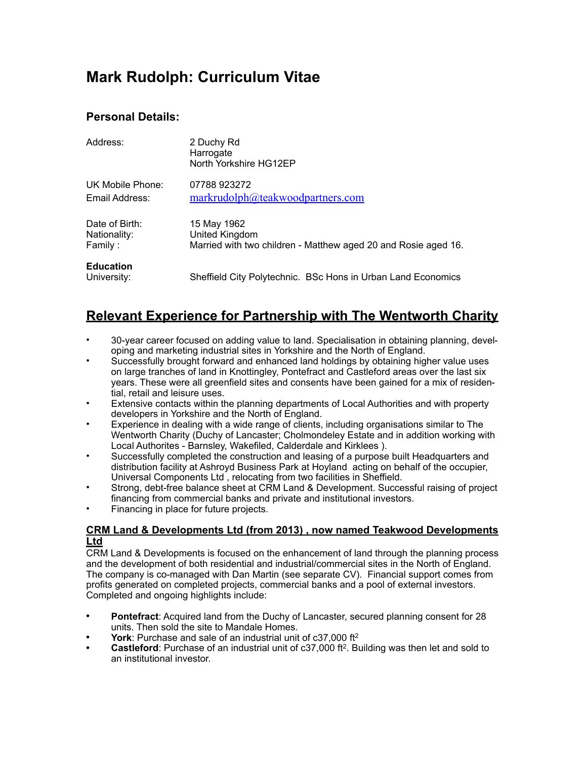# Mark Rudolph: Curriculum Vitae

## Personal Details:

| | |
|---|---|
| Address: | 2 Duchy Rd<br>Harrogate<br>North Yorkshire HG12EP |
| UK Mobile Phone: | 07788 923272 |
| Email Address: | markrudolph@teakwoodpartners.com |
| Date of Birth: | 15 May 1962 |
| Nationality: | United Kingdom |
| Family : | Married with two children - Matthew aged 20 and Rosie aged 16. |

**Education**

| | |
|---|---|
| University: | Sheffield City Polytechnic. BSc Hons in Urban Land Economics |

## Relevant Experience for Partnership with The Wentworth Charity

- 30-year career focused on adding value to land. Specialisation in obtaining planning, developing and marketing industrial sites in Yorkshire and the North of England.
- Successfully brought forward and enhanced land holdings by obtaining higher value uses on large tranches of land in Knottingley, Pontefract and Castleford areas over the last six years. These were all greenfield sites and consents have been gained for a mix of residential, retail and leisure uses.
- Extensive contacts within the planning departments of Local Authorities and with property developers in Yorkshire and the North of England.
- Experience in dealing with a wide range of clients, including organisations similar to The Wentworth Charity (Duchy of Lancaster; Cholmondeley Estate and in addition working with Local Authorites - Barnsley, Wakefiled, Calderdale and Kirklees ).
- Successfully completed the construction and leasing of a purpose built Headquarters and distribution facility at Ashroyd Business Park at Hoyland acting on behalf of the occupier, Universal Components Ltd , relocating from two facilities in Sheffield.
- Strong, debt-free balance sheet at CRM Land & Development. Successful raising of project financing from commercial banks and private and institutional investors.
- Financing in place for future projects.

### CRM Land & Developments Ltd (from 2013) , now named Teakwood Developments Ltd

CRM Land & Developments is focused on the enhancement of land through the planning process and the development of both residential and industrial/commercial sites in the North of England. The company is co-managed with Dan Martin (see separate CV). Financial support comes from profits generated on completed projects, commercial banks and a pool of external investors. Completed and ongoing highlights include:

- **Pontefract**: Acquired land from the Duchy of Lancaster, secured planning consent for 28 units. Then sold the site to Mandale Homes.
- **York**: Purchase and sale of an industrial unit of c37,000 $ft^2$
- **Castleford**: Purchase of an industrial unit of c37,000 $ft^2$. Building was then let and sold to an institutional investor.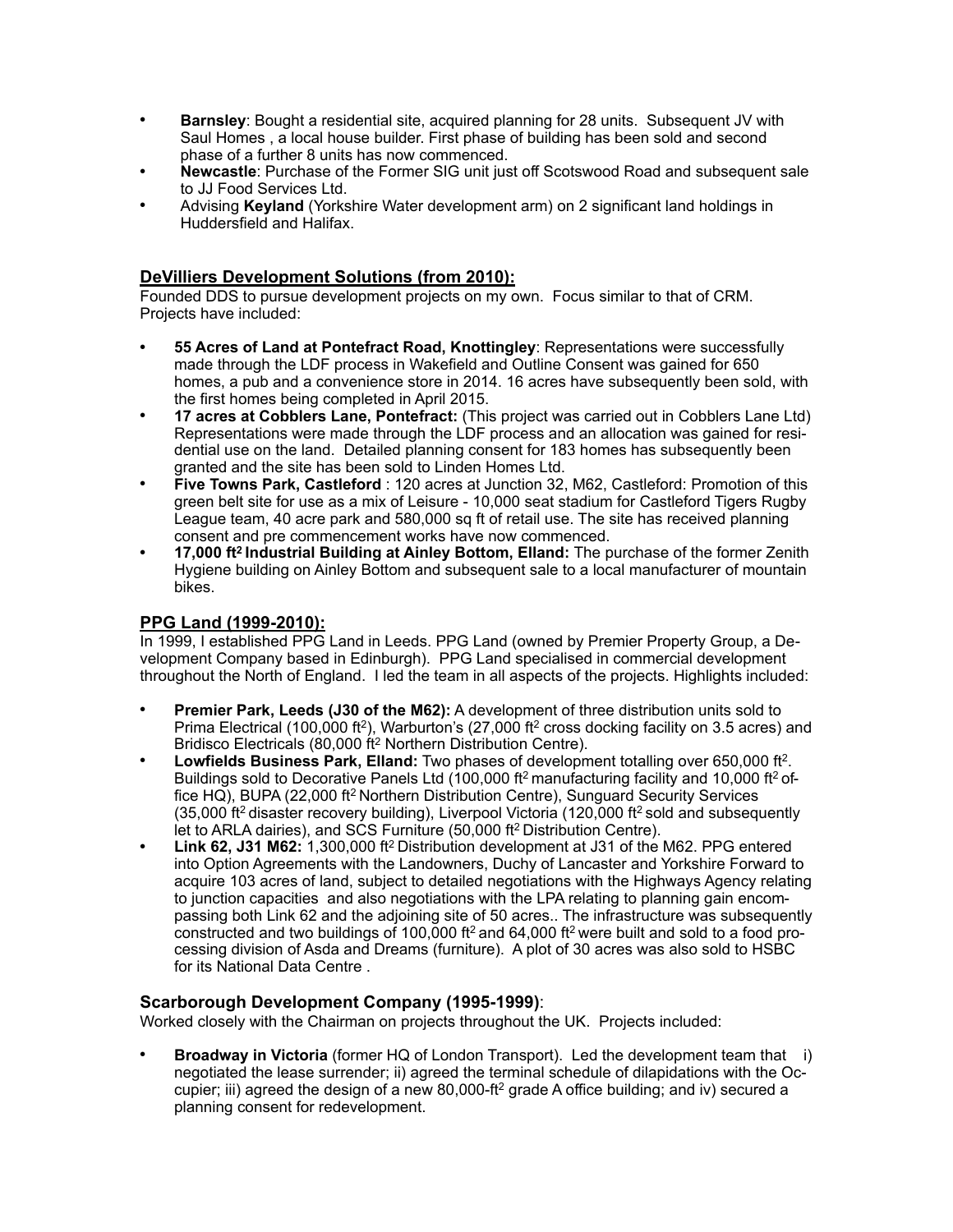- **Barnsley**: Bought a residential site, acquired planning for 28 units. Subsequent JV with Saul Homes , a local house builder. First phase of building has been sold and second phase of a further 8 units has now commenced.
- **Newcastle**: Purchase of the Former SIG unit just off Scotswood Road and subsequent sale to JJ Food Services Ltd.
- Advising **Keyland** (Yorkshire Water development arm) on 2 significant land holdings in Huddersfield and Halifax.

## DeVilliers Development Solutions (from 2010):

Founded DDS to pursue development projects on my own. Focus similar to that of CRM. Projects have included:

- **55 Acres of Land at Pontefract Road, Knottingley**: Representations were successfully made through the LDF process in Wakefield and Outline Consent was gained for 650 homes, a pub and a convenience store in 2014. 16 acres have subsequently been sold, with the first homes being completed in April 2015.
- **17 acres at Cobblers Lane, Pontefract:** (This project was carried out in Cobblers Lane Ltd) Representations were made through the LDF process and an allocation was gained for residential use on the land. Detailed planning consent for 183 homes has subsequently been granted and the site has been sold to Linden Homes Ltd.
- **Five Towns Park, Castleford** : 120 acres at Junction 32, M62, Castleford: Promotion of this green belt site for use as a mix of Leisure - 10,000 seat stadium for Castleford Tigers Rugby League team, 40 acre park and 580,000 sq ft of retail use. The site has received planning consent and pre commencement works have now commenced.
- **17,000 ft$^2$ Industrial Building at Ainley Bottom, Elland:** The purchase of the former Zenith Hygiene building on Ainley Bottom and subsequent sale to a local manufacturer of mountain bikes.

## PPG Land (1999-2010):

In 1999, I established PPG Land in Leeds. PPG Land (owned by Premier Property Group, a Development Company based in Edinburgh). PPG Land specialised in commercial development throughout the North of England. I led the team in all aspects of the projects. Highlights included:

- **Premier Park, Leeds (J30 of the M62):** A development of three distribution units sold to Prima Electrical (100,000 ft$^2$), Warburton's (27,000 ft$^2$ cross docking facility on 3.5 acres) and Bridisco Electricals (80,000 ft$^2$ Northern Distribution Centre).
- **Lowfields Business Park, Elland:** Two phases of development totalling over 650,000 ft$^2$. Buildings sold to Decorative Panels Ltd (100,000 ft$^2$ manufacturing facility and 10,000 ft$^2$ office HQ), BUPA (22,000 ft$^2$ Northern Distribution Centre), Sunguard Security Services (35,000 ft$^2$ disaster recovery building), Liverpool Victoria (120,000 ft$^2$ sold and subsequently let to ARLA dairies), and SCS Furniture (50,000 ft$^2$ Distribution Centre).
- **Link 62, J31 M62:** 1,300,000 ft$^2$ Distribution development at J31 of the M62. PPG entered into Option Agreements with the Landowners, Duchy of Lancaster and Yorkshire Forward to acquire 103 acres of land, subject to detailed negotiations with the Highways Agency relating to junction capacities and also negotiations with the LPA relating to planning gain encompassing both Link 62 and the adjoining site of 50 acres.. The infrastructure was subsequently constructed and two buildings of 100,000 ft$^2$ and 64,000 ft$^2$ were built and sold to a food processing division of Asda and Dreams (furniture). A plot of 30 acres was also sold to HSBC for its National Data Centre .

## Scarborough Development Company (1995-1999):

Worked closely with the Chairman on projects throughout the UK. Projects included:

- **Broadway in Victoria** (former HQ of London Transport). Led the development team that i) negotiated the lease surrender; ii) agreed the terminal schedule of dilapidations with the Occupier; iii) agreed the design of a new 80,000-ft$^2$ grade A office building; and iv) secured a planning consent for redevelopment.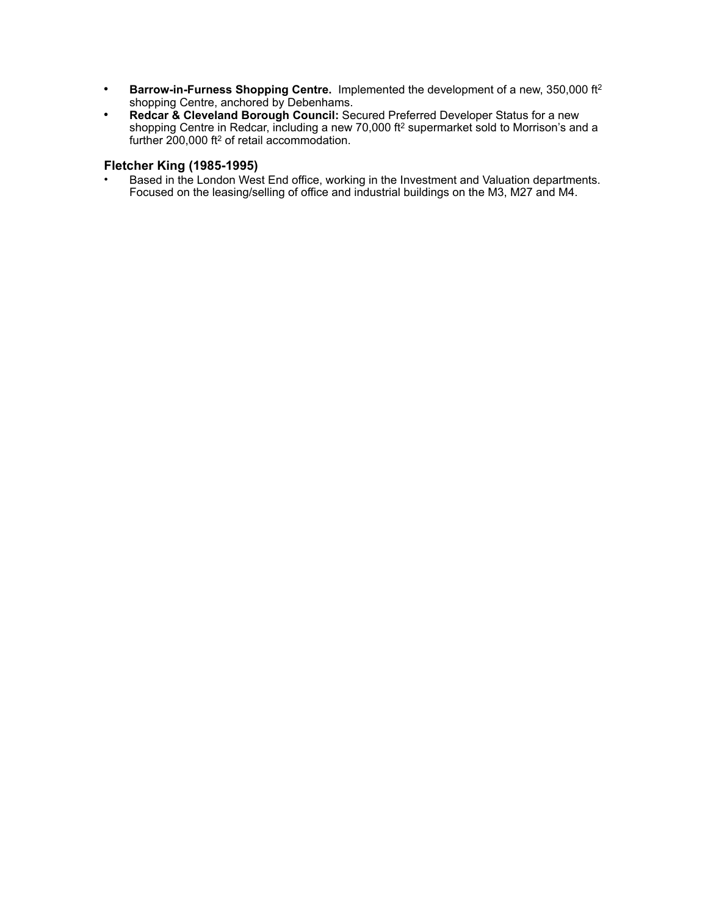- **Barrow-in-Furness Shopping Centre.** Implemented the development of a new, 350,000 $ft^2$ shopping Centre, anchored by Debenhams.
- **Redcar & Cleveland Borough Council:** Secured Preferred Developer Status for a new shopping Centre in Redcar, including a new 70,000 $ft^2$ supermarket sold to Morrison's and a further 200,000 $ft^2$ of retail accommodation.

### Fletcher King (1985-1995)

- Based in the London West End office, working in the Investment and Valuation departments. Focused on the leasing/selling of office and industrial buildings on the M3, M27 and M4.